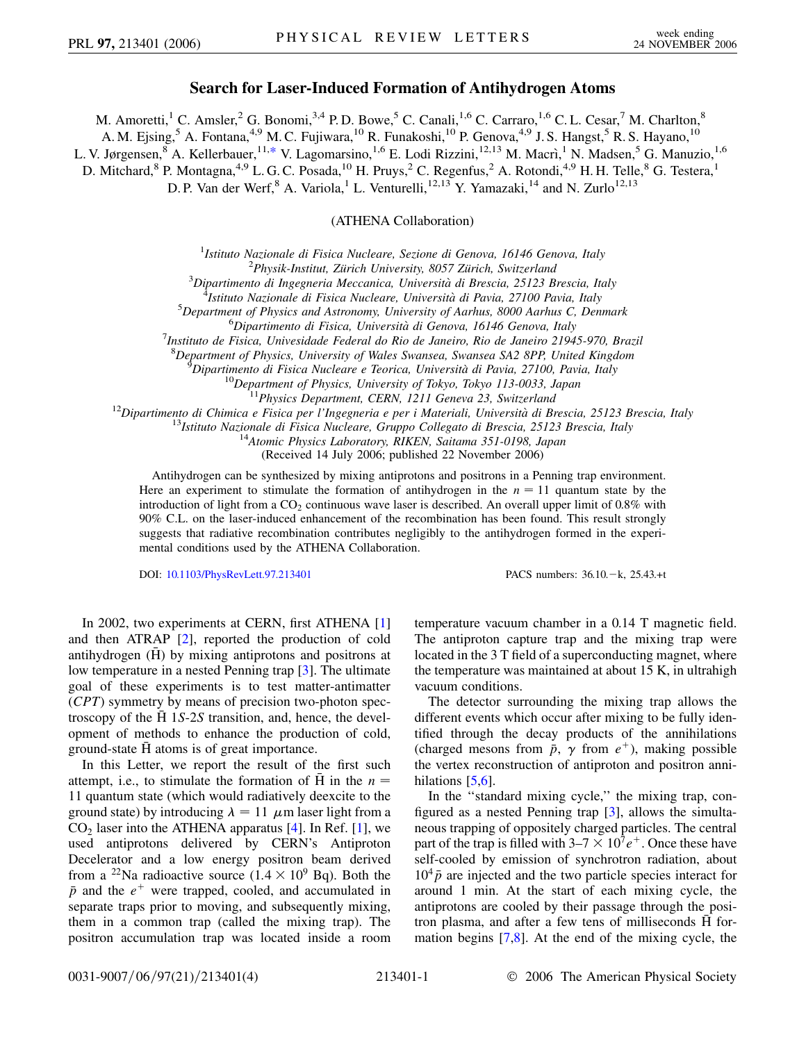# Search for Laser-Induced Formation of Antihydrogen Atoms

M. Amoretti,[1] C. Amsler,[2] G. Bonomi,[3,4] P. D. Bowe,[5] C. Canali,[1,6] C. Carraro,[1,6] C. L. Cesar,[7] M. Charlton,[8] A. M. Ejsing,[5] A. Fontana,[4,9] M. C. Fujiwara,[10] R. Funakoshi,[10] P. Genova,[4,9] J. S. Hangst,[5] R. S. Hayano,[10] L. V. Jørgensen,[8] A. Kellerbauer,[11,*] V. Lagomarsino,[1,6] E. Lodi Rizzini,[12,13] M. Macrì,[1] N. Madsen,[5] G. Manuzio,[1,6] D. Mitchard,[8] P. Montagna,[4,9] L. G. C. Posada,[10] H. Pruys,[2] C. Regenfus,[2] A. Rotondi,[4,9] H. H. Telle,[8] G. Testera,[1] D. P. Van der Werf,[8] A. Variola,[1] L. Venturelli,[12,13] Y. Yamazaki,[14] and N. Zurlo[12,13]

(ATHENA Collaboration)

[1]*Istituto Nazionale di Fisica Nucleare, Sezione di Genova, 16146 Genova, Italy*
[2]*Physik-Institut, Zürich University, 8057 Zürich, Switzerland*
[3]*Dipartimento di Ingegneria Meccanica, Università di Brescia, 25123 Brescia, Italy*
[4]*Istituto Nazionale di Fisica Nucleare, Università di Pavia, 27100 Pavia, Italy*
[5]*Department of Physics and Astronomy, University of Aarhus, 8000 Aarhus C, Denmark*
[6]*Dipartimento di Fisica, Università di Genova, 16146 Genova, Italy*
[7]*Instituto de Fisica, Univesidade Federal do Rio de Janeiro, Rio de Janeiro 21945-970, Brazil*
[8]*Department of Physics, University of Wales Swansea, Swansea SA2 8PP, United Kingdom*
[9]*Dipartimento di Fisica Nucleare e Teorica, Università di Pavia, 27100, Pavia, Italy*
[10]*Department of Physics, University of Tokyo, Tokyo 113-0033, Japan*
[11]*Physics Department, CERN, 1211 Geneva 23, Switzerland*
[12]*Dipartimento di Chimica e Fisica per l'Ingegneria e per i Materiali, Università di Brescia, 25123 Brescia, Italy*
[13]*Istituto Nazionale di Fisica Nucleare, Gruppo Collegato di Brescia, 25123 Brescia, Italy*
[14]*Atomic Physics Laboratory, RIKEN, Saitama 351-0198, Japan*

(Received 14 July 2006; published 22 November 2006)

Antihydrogen can be synthesized by mixing antiprotons and positrons in a Penning trap environment. Here an experiment to stimulate the formation of antihydrogen in the $n = 11$ quantum state by the introduction of light from a $CO_2$ continuous wave laser is described. An overall upper limit of 0.8% with 90% C.L. on the laser-induced enhancement of the recombination has been found. This result strongly suggests that radiative recombination contributes negligibly to the antihydrogen formed in the experimental conditions used by the ATHENA Collaboration.

DOI: 10.1103/PhysRevLett.97.213401 PACS numbers: 36.10.−k, 25.43.+t

In 2002, two experiments at CERN, first ATHENA [1] and then ATRAP [2], reported the production of cold antihydrogen ($\bar{\mathrm{H}}$) by mixing antiprotons and positrons at low temperature in a nested Penning trap [3]. The ultimate goal of these experiments is to test matter-antimatter ($CPT$) symmetry by means of precision two-photon spectroscopy of the $\bar{\mathrm{H}}$ 1$S$-2$S$ transition, and, hence, the development of methods to enhance the production of cold, ground-state $\bar{\mathrm{H}}$ atoms is of great importance.

In this Letter, we report the result of the first such attempt, i.e., to stimulate the formation of $\bar{\mathrm{H}}$ in the $n = 11$ quantum state (which would radiatively deexcite to the ground state) by introducing $\lambda = 11$ $\mu$m laser light from a $CO_2$ laser into the ATHENA apparatus [4]. In Ref. [1], we used antiprotons delivered by CERN's Antiproton Decelerator and a low energy positron beam derived from a $^{22}$Na radioactive source ($1.4 \times 10^9$ Bq). Both the $\bar{p}$ and the $e^+$ were trapped, cooled, and accumulated in separate traps prior to moving, and subsequently mixing, them in a common trap (called the mixing trap). The positron accumulation trap was located inside a room temperature vacuum chamber in a 0.14 T magnetic field. The antiproton capture trap and the mixing trap were located in the 3 T field of a superconducting magnet, where the temperature was maintained at about 15 K, in ultrahigh vacuum conditions.

The detector surrounding the mixing trap allows the different events which occur after mixing to be fully identified through the decay products of the annihilations (charged mesons from $\bar{p}$, $\gamma$ from $e^+$), making possible the vertex reconstruction of antiproton and positron annihilations [5,6].

In the "standard mixing cycle," the mixing trap, configured as a nested Penning trap [3], allows the simultaneous trapping of oppositely charged particles. The central part of the trap is filled with 3–$7 \times 10^7 e^+$. Once these have self-cooled by emission of synchrotron radiation, about $10^4 \bar{p}$ are injected and the two particle species interact for around 1 min. At the start of each mixing cycle, the antiprotons are cooled by their passage through the positron plasma, and after a few tens of milliseconds $\bar{\mathrm{H}}$ formation begins [7,8]. At the end of the mixing cycle, the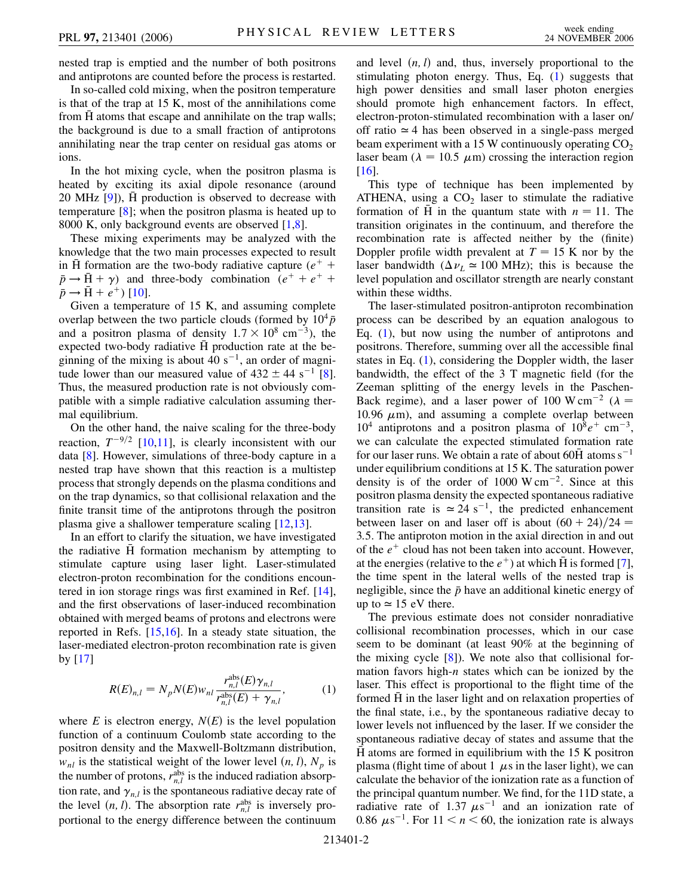nested trap is emptied and the number of both positrons and antiprotons are counted before the process is restarted.

In so-called cold mixing, when the positron temperature is that of the trap at 15 K, most of the annihilations come from $\bar{\mathrm{H}}$ atoms that escape and annihilate on the trap walls; the background is due to a small fraction of antiprotons annihilating near the trap center on residual gas atoms or ions.

In the hot mixing cycle, when the positron plasma is heated by exciting its axial dipole resonance (around 20 MHz [9]), $\bar{\mathrm{H}}$ production is observed to decrease with temperature [8]; when the positron plasma is heated up to 8000 K, only background events are observed [1,8].

These mixing experiments may be analyzed with the knowledge that the two main processes expected to result in $\bar{\mathrm{H}}$ formation are the two-body radiative capture ($e^+ + \bar{p} \rightarrow \bar{\mathrm{H}} + \gamma$) and three-body combination ($e^+ + e^+ + \bar{p} \rightarrow \bar{\mathrm{H}} + e^+$) [10].

Given a temperature of 15 K, and assuming complete overlap between the two particle clouds (formed by $10^4 \bar{p}$ and a positron plasma of density $1.7 \times 10^8$ cm$^{-3}$), the expected two-body radiative $\bar{\mathrm{H}}$ production rate at the beginning of the mixing is about 40 s$^{-1}$, an order of magnitude lower than our measured value of $432 \pm 44$ s$^{-1}$ [8]. Thus, the measured production rate is not obviously compatible with a simple radiative calculation assuming thermal equilibrium.

On the other hand, the naive scaling for the three-body reaction, $T^{-9/2}$ [10,11], is clearly inconsistent with our data [8]. However, simulations of three-body capture in a nested trap have shown that this reaction is a multistep process that strongly depends on the plasma conditions and on the trap dynamics, so that collisional relaxation and the finite transit time of the antiprotons through the positron plasma give a shallower temperature scaling [12,13].

In an effort to clarify the situation, we have investigated the radiative $\bar{\mathrm{H}}$ formation mechanism by attempting to stimulate capture using laser light. Laser-stimulated electron-proton recombination for the conditions encountered in ion storage rings was first examined in Ref. [14], and the first observations of laser-induced recombination obtained with merged beams of protons and electrons were reported in Refs. [15,16]. In a steady state situation, the laser-mediated electron-proton recombination rate is given by [17]

$$R(E)_{n,l} = N_p N(E) w_{nl} \frac{r_{n,l}^{\mathrm{abs}}(E)\gamma_{n,l}}{r_{n,l}^{\mathrm{abs}}(E) + \gamma_{n,l}}, \quad (1)$$

where $E$ is electron energy, $N(E)$ is the level population function of a continuum Coulomb state according to the positron density and the Maxwell-Boltzmann distribution, $w_{nl}$ is the statistical weight of the lower level $(n, l)$, $N_p$ is the number of protons, $r_{n,l}^{\mathrm{abs}}$ is the induced radiation absorption rate, and $\gamma_{n,l}$ is the spontaneous radiative decay rate of the level $(n, l)$. The absorption rate $r_{n,l}^{\mathrm{abs}}$ is inversely proportional to the energy difference between the continuum and level $(n, l)$ and, thus, inversely proportional to the stimulating photon energy. Thus, Eq. (1) suggests that high power densities and small laser photon energies should promote high enhancement factors. In effect, electron-proton-stimulated recombination with a laser on/off ratio $\simeq 4$ has been observed in a single-pass merged beam experiment with a 15 W continuously operating $CO_2$ laser beam ($\lambda = 10.5$ $\mu$m) crossing the interaction region [16].

This type of technique has been implemented by ATHENA, using a $CO_2$ laser to stimulate the radiative formation of $\bar{\mathrm{H}}$ in the quantum state with $n = 11$. The transition originates in the continuum, and therefore the recombination rate is affected neither by the (finite) Doppler profile width prevalent at $T = 15$ K nor by the laser bandwidth ($\Delta\nu_L \simeq 100$ MHz); this is because the level population and oscillator strength are nearly constant within these widths.

The laser-stimulated positron-antiproton recombination process can be described by an equation analogous to Eq. (1), but now using the number of antiprotons and positrons. Therefore, summing over all the accessible final states in Eq. (1), considering the Doppler width, the laser bandwidth, the effect of the 3 T magnetic field (for the Zeeman splitting of the energy levels in the Paschen-Back regime), and a laser power of 100 W cm$^{-2}$ ($\lambda = 10.96$ $\mu$m), and assuming a complete overlap between $10^4$ antiprotons and a positron plasma of $10^8 e^+$ cm$^{-3}$, we can calculate the expected stimulated formation rate for our laser runs. We obtain a rate of about 60$\bar{\mathrm{H}}$ atoms s$^{-1}$ under equilibrium conditions at 15 K. The saturation power density is of the order of 1000 W cm$^{-2}$. Since at this positron plasma density the expected spontaneous radiative transition rate is $\simeq 24$ s$^{-1}$, the predicted enhancement between laser on and laser off is about $(60 + 24)/24 = 3.5$. The antiproton motion in the axial direction in and out of the $e^+$ cloud has not been taken into account. However, at the energies (relative to the $e^+$) at which $\bar{\mathrm{H}}$ is formed [7], the time spent in the lateral wells of the nested trap is negligible, since the $\bar{p}$ have an additional kinetic energy of up to $\simeq 15$ eV there.

The previous estimate does not consider nonradiative collisional recombination processes, which in our case seem to be dominant (at least 90% at the beginning of the mixing cycle [8]). We note also that collisional formation favors high-$n$ states which can be ionized by the laser. This effect is proportional to the flight time of the formed $\bar{\mathrm{H}}$ in the laser light and on relaxation properties of the final state, i.e., by the spontaneous radiative decay to lower levels not influenced by the laser. If we consider the spontaneous radiative decay of states and assume that the $\bar{\mathrm{H}}$ atoms are formed in equilibrium with the 15 K positron plasma (flight time of about 1 $\mu$s in the laser light), we can calculate the behavior of the ionization rate as a function of the principal quantum number. We find, for the 11D state, a radiative rate of 1.37 $\mu$s$^{-1}$ and an ionization rate of 0.86 $\mu$s$^{-1}$. For $11 < n < 60$, the ionization rate is always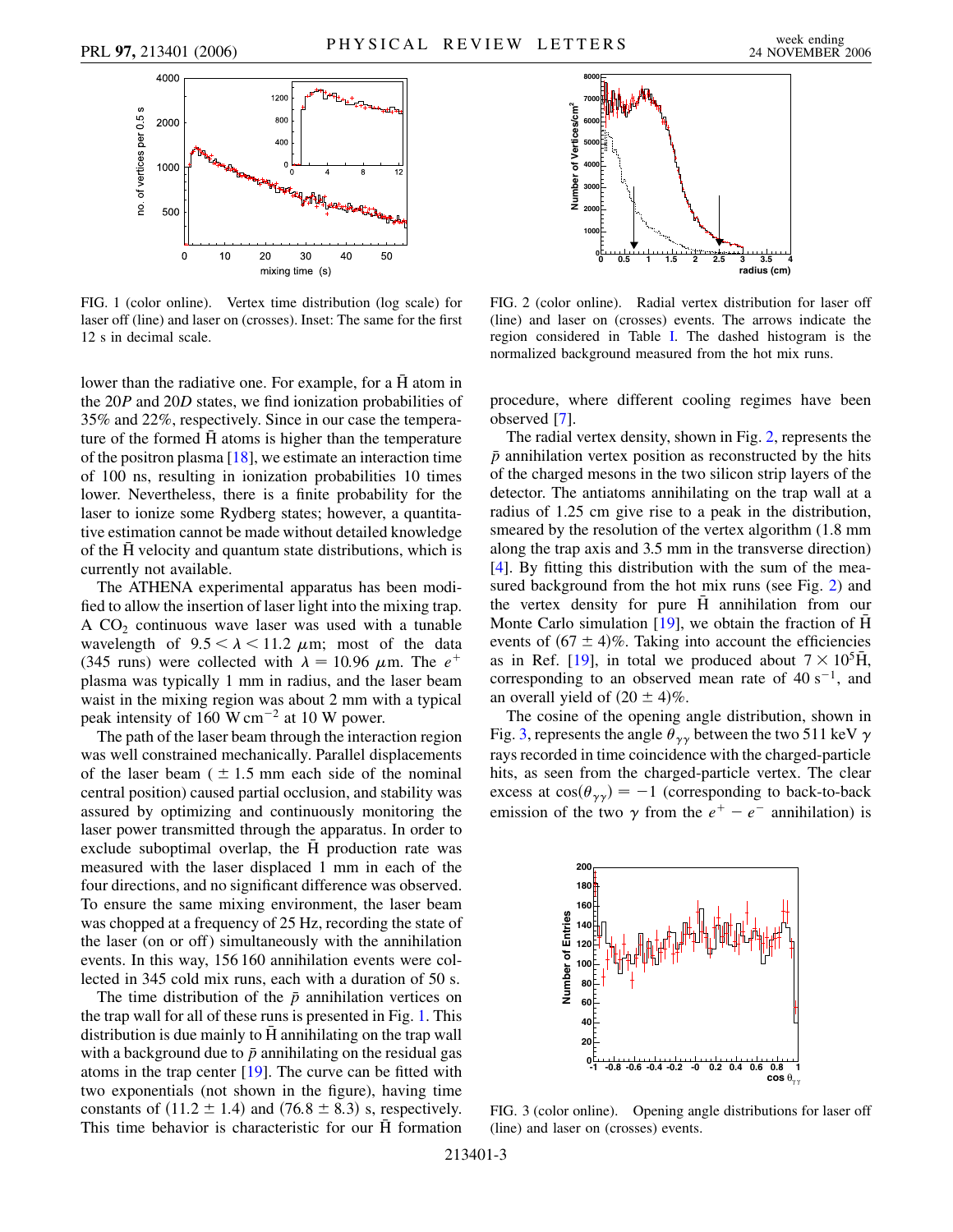FIG. 1 (color online). Vertex time distribution (log scale) for laser off (line) and laser on (crosses). Inset: The same for the first 12 s in decimal scale.

FIG. 2 (color online). Radial vertex distribution for laser off (line) and laser on (crosses) events. The arrows indicate the region considered in Table I. The dashed histogram is the normalized background measured from the hot mix runs.

lower than the radiative one. For example, for a $\bar{\mathrm{H}}$ atom in the 20*P* and 20*D* states, we find ionization probabilities of 35% and 22%, respectively. Since in our case the temperature of the formed $\bar{\mathrm{H}}$ atoms is higher than the temperature of the positron plasma [18], we estimate an interaction time of 100 ns, resulting in ionization probabilities 10 times lower. Nevertheless, there is a finite probability for the laser to ionize some Rydberg states; however, a quantitative estimation cannot be made without detailed knowledge of the $\bar{\mathrm{H}}$ velocity and quantum state distributions, which is currently not available.

The ATHENA experimental apparatus has been modified to allow the insertion of laser light into the mixing trap. A $CO_2$ continuous wave laser was used with a tunable wavelength of $9.5 < \lambda < 11.2\ \mu\mathrm{m}$; most of the data (345 runs) were collected with $\lambda = 10.96\ \mu\mathrm{m}$. The $e^+$ plasma was typically 1 mm in radius, and the laser beam waist in the mixing region was about 2 mm with a typical peak intensity of $160\ \mathrm{W\,cm^{-2}}$ at 10 W power.

The path of the laser beam through the interaction region was well constrained mechanically. Parallel displacements of the laser beam ($\pm 1.5$ mm each side of the nominal central position) caused partial occlusion, and stability was assured by optimizing and continuously monitoring the laser power transmitted through the apparatus. In order to exclude suboptimal overlap, the $\bar{\mathrm{H}}$ production rate was measured with the laser displaced 1 mm in each of the four directions, and no significant difference was observed. To ensure the same mixing environment, the laser beam was chopped at a frequency of 25 Hz, recording the state of the laser (on or off) simultaneously with the annihilation events. In this way, 156 160 annihilation events were collected in 345 cold mix runs, each with a duration of 50 s.

The time distribution of the $\bar{p}$ annihilation vertices on the trap wall for all of these runs is presented in Fig. 1. This distribution is due mainly to $\bar{\mathrm{H}}$ annihilating on the trap wall with a background due to $\bar{p}$ annihilating on the residual gas atoms in the trap center [19]. The curve can be fitted with two exponentials (not shown in the figure), having time constants of $(11.2 \pm 1.4)$ and $(76.8 \pm 8.3)$ s, respectively. This time behavior is characteristic for our $\bar{\mathrm{H}}$ formation procedure, where different cooling regimes have been observed [7].

The radial vertex density, shown in Fig. 2, represents the $\bar{p}$ annihilation vertex position as reconstructed by the hits of the charged mesons in the two silicon strip layers of the detector. The antiatoms annihilating on the trap wall at a radius of 1.25 cm give rise to a peak in the distribution, smeared by the resolution of the vertex algorithm (1.8 mm along the trap axis and 3.5 mm in the transverse direction) [4]. By fitting this distribution with the sum of the measured background from the hot mix runs (see Fig. 2) and the vertex density for pure $\bar{\mathrm{H}}$ annihilation from our Monte Carlo simulation [19], we obtain the fraction of $\bar{\mathrm{H}}$ events of $(67 \pm 4)\%$. Taking into account the efficiencies as in Ref. [19], in total we produced about $7 \times 10^5 \bar{\mathrm{H}}$, corresponding to an observed mean rate of $40\ \mathrm{s^{-1}}$, and an overall yield of $(20 \pm 4)\%$.

The cosine of the opening angle distribution, shown in Fig. 3, represents the angle $\theta_{\gamma\gamma}$ between the two 511 keV $\gamma$ rays recorded in time coincidence with the charged-particle hits, as seen from the charged-particle vertex. The clear excess at $\cos(\theta_{\gamma\gamma}) = -1$ (corresponding to back-to-back emission of the two $\gamma$ from the $e^+ - e^-$ annihilation) is

FIG. 3 (color online). Opening angle distributions for laser off (line) and laser on (crosses) events.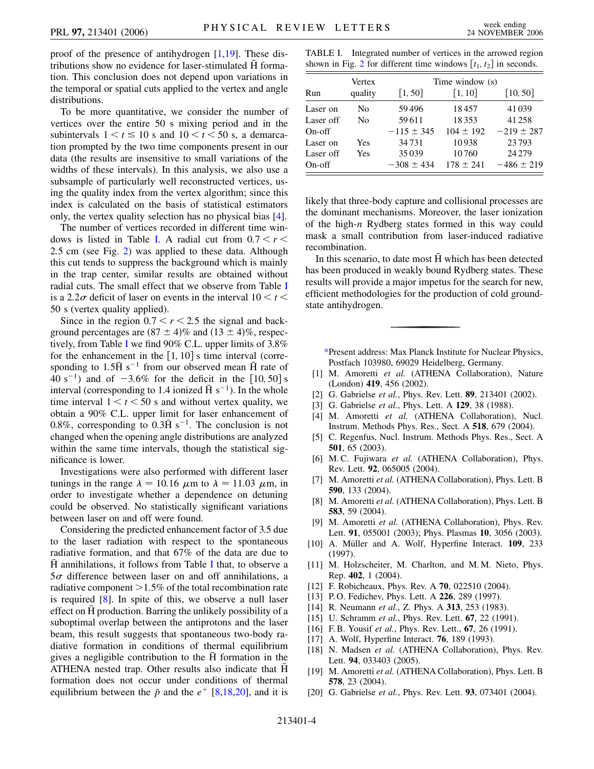proof of the presence of antihydrogen [1,19]. These distributions show no evidence for laser-stimulated $\bar{\mathrm{H}}$ formation. This conclusion does not depend upon variations in the temporal or spatial cuts applied to the vertex and angle distributions.

To be more quantitative, we consider the number of vertices over the entire 50 s mixing period and in the subintervals $1 < t \leq 10$ s and $10 < t < 50$ s, a demarcation prompted by the two time components present in our data (the results are insensitive to small variations of the widths of these intervals). In this analysis, we also use a subsample of particularly well reconstructed vertices, using the quality index from the vertex algorithm; since this index is calculated on the basis of statistical estimators only, the vertex quality selection has no physical bias [4].

The number of vertices recorded in different time windows is listed in Table I. A radial cut from $0.7 < r < 2.5$ cm (see Fig. 2) was applied to these data. Although this cut tends to suppress the background which is mainly in the trap center, similar results are obtained without radial cuts. The small effect that we observe from Table I is a $2.2\sigma$ deficit of laser on events in the interval $10 < t < 50$ s (vertex quality applied).

Since in the region $0.7 < r < 2.5$ the signal and background percentages are $(87 \pm 4)\%$ and $(13 \pm 4)\%$, respectively, from Table I we find 90% C.L. upper limits of 3.8% for the enhancement in the $[1, 10]$ s time interval (corresponding to $1.5\bar{\mathrm{H}}\ \mathrm{s}^{-1}$ from our observed mean $\bar{\mathrm{H}}$ rate of $40\ \mathrm{s}^{-1}$) and of $-3.6\%$ for the deficit in the $[10, 50]$ s interval (corresponding to 1.4 ionized $\bar{\mathrm{H}}\ \mathrm{s}^{-1}$). In the whole time interval $1 < t < 50$ s and without vertex quality, we obtain a 90% C.L. upper limit for laser enhancement of 0.8%, corresponding to $0.3\bar{\mathrm{H}}\ \mathrm{s}^{-1}$. The conclusion is not changed when the opening angle distributions are analyzed within the same time intervals, though the statistical significance is lower.

Investigations were also performed with different laser tunings in the range $\lambda = 10.16\ \mu$m to $\lambda = 11.03\ \mu$m, in order to investigate whether a dependence on detuning could be observed. No statistically significant variations between laser on and off were found.

Considering the predicted enhancement factor of 3.5 due to the laser radiation with respect to the spontaneous radiative formation, and that 67% of the data are due to $\bar{\mathrm{H}}$ annihilations, it follows from Table I that, to observe a $5\sigma$ difference between laser on and off annihilations, a radiative component $>1.5\%$ of the total recombination rate is required [8]. In spite of this, we observe a null laser effect on $\bar{\mathrm{H}}$ production. Barring the unlikely possibility of a suboptimal overlap between the antiprotons and the laser beam, this result suggests that spontaneous two-body radiative formation in conditions of thermal equilibrium gives a negligible contribution to the $\bar{\mathrm{H}}$ formation in the ATHENA nested trap. Other results also indicate that $\bar{\mathrm{H}}$ formation does not occur under conditions of thermal equilibrium between the $\bar{p}$ and the $e^+$ [8,18,20], and it is likely that three-body capture and collisional processes are the dominant mechanisms. Moreover, the laser ionization of the high-$n$ Rydberg states formed in this way could mask a small contribution from laser-induced radiative recombination.

In this scenario, to date most $\bar{\mathrm{H}}$ which has been detected has been produced in weakly bound Rydberg states. These results will provide a major impetus for the search for new, efficient methodologies for the production of cold ground-state antihydrogen.

TABLE I. Integrated number of vertices in the arrowed region shown in Fig. 2 for different time windows $[t_1, t_2]$ in seconds.

| Run | Vertex quality | Time window (s) | | |
|---|---|---|---|---|
| | | $[1, 50]$ | $[1, 10]$ | $[10, 50]$ |
| Laser on | No | 59 496 | 18 457 | 41 039 |
| Laser off | No | 59 611 | 18 353 | 41 258 |
| On-off | | $-115 \pm 345$ | $104 \pm 192$ | $-219 \pm 287$ |
| Laser on | Yes | 34 731 | 10 938 | 23 793 |
| Laser off | Yes | 35 039 | 10 760 | 24 279 |
| On-off | | $-308 \pm 434$ | $178 \pm 241$ | $-486 \pm 219$ |

*Present address: Max Planck Institute for Nuclear Physics, Postfach 103980, 69029 Heidelberg, Germany.

[1] M. Amoretti *et al.* (ATHENA Collaboration), Nature (London) **419**, 456 (2002).
[2] G. Gabrielse *et al.*, Phys. Rev. Lett. **89**, 213401 (2002).
[3] G. Gabrielse *et al.*, Phys. Lett. A **129**, 38 (1988).
[4] M. Amoretti *et al.* (ATHENA Collaboration), Nucl. Instrum. Methods Phys. Res., Sect. A **518**, 679 (2004).
[5] C. Regenfus, Nucl. Instrum. Methods Phys. Res., Sect. A **501**, 65 (2003).
[6] M. C. Fujiwara *et al.* (ATHENA Collaboration), Phys. Rev. Lett. **92**, 065005 (2004).
[7] M. Amoretti *et al.* (ATHENA Collaboration), Phys. Lett. B **590**, 133 (2004).
[8] M. Amoretti *et al.* (ATHENA Collaboration), Phys. Lett. B **583**, 59 (2004).
[9] M. Amoretti *et al.* (ATHENA Collaboration), Phys. Rev. Lett. **91**, 055001 (2003); Phys. Plasmas **10**, 3056 (2003).
[10] A. Müller and A. Wolf, Hyperfine Interact. **109**, 233 (1997).
[11] M. Holzscheiter, M. Charlton, and M. M. Nieto, Phys. Rep. **402**, 1 (2004).
[12] F. Robicheaux, Phys. Rev. A **70**, 022510 (2004).
[13] P. O. Fedichev, Phys. Lett. A **226**, 289 (1997).
[14] R. Neumann *et al.*, Z. Phys. A **313**, 253 (1983).
[15] U. Schramm *et al.*, Phys. Rev. Lett. **67**, 22 (1991).
[16] F. B. Yousif *et al.*, Phys. Rev. Lett., **67**, 26 (1991).
[17] A. Wolf, Hyperfine Interact. **76**, 189 (1993).
[18] N. Madsen *et al.* (ATHENA Collaboration), Phys. Rev. Lett. **94**, 033403 (2005).
[19] M. Amoretti *et al.* (ATHENA Collaboration), Phys. Lett. B **578**, 23 (2004).
[20] G. Gabrielse *et al.*, Phys. Rev. Lett. **93**, 073401 (2004).